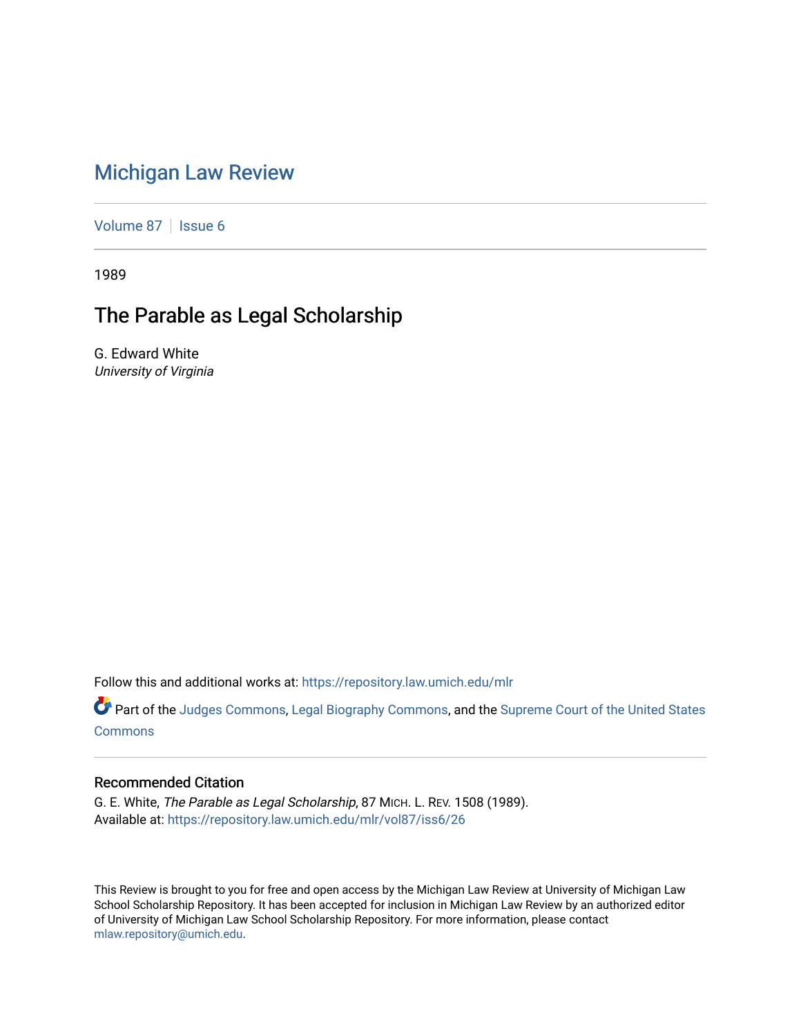# Michigan Law Review

Volume 87 | Issue 6

1989

## The Parable as Legal Scholarship

G. Edward White
*University of Virginia*

Follow this and additional works at: https://repository.law.umich.edu/mlr

Part of the Judges Commons, Legal Biography Commons, and the Supreme Court of the United States Commons

### Recommended Citation

G. E. White, *The Parable as Legal Scholarship*, 87 MICH. L. REV. 1508 (1989).
Available at: https://repository.law.umich.edu/mlr/vol87/iss6/26

This Review is brought to you for free and open access by the Michigan Law Review at University of Michigan Law School Scholarship Repository. It has been accepted for inclusion in Michigan Law Review by an authorized editor of University of Michigan Law School Scholarship Repository. For more information, please contact mlaw.repository@umich.edu.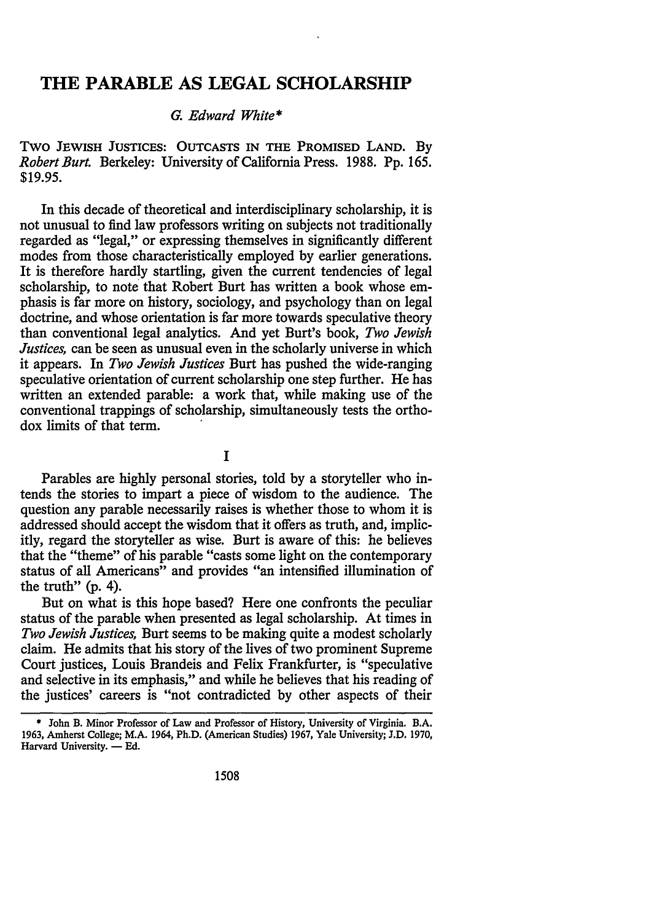# THE PARABLE AS LEGAL SCHOLARSHIP

*G. Edward White**

TWO JEWISH JUSTICES: OUTCASTS IN THE PROMISED LAND. By *Robert Burt.* Berkeley: University of California Press. 1988. Pp. 165. $19.95.

In this decade of theoretical and interdisciplinary scholarship, it is not unusual to find law professors writing on subjects not traditionally regarded as "legal," or expressing themselves in significantly different modes from those characteristically employed by earlier generations. It is therefore hardly startling, given the current tendencies of legal scholarship, to note that Robert Burt has written a book whose emphasis is far more on history, sociology, and psychology than on legal doctrine, and whose orientation is far more towards speculative theory than conventional legal analytics. And yet Burt's book, *Two Jewish Justices,* can be seen as unusual even in the scholarly universe in which it appears. In *Two Jewish Justices* Burt has pushed the wide-ranging speculative orientation of current scholarship one step further. He has written an extended parable: a work that, while making use of the conventional trappings of scholarship, simultaneously tests the orthodox limits of that term.

## I

Parables are highly personal stories, told by a storyteller who intends the stories to impart a piece of wisdom to the audience. The question any parable necessarily raises is whether those to whom it is addressed should accept the wisdom that it offers as truth, and, implicitly, regard the storyteller as wise. Burt is aware of this: he believes that the "theme" of his parable "casts some light on the contemporary status of all Americans" and provides "an intensified illumination of the truth" (p. 4).

But on what is this hope based? Here one confronts the peculiar status of the parable when presented as legal scholarship. At times in *Two Jewish Justices,* Burt seems to be making quite a modest scholarly claim. He admits that his story of the lives of two prominent Supreme Court justices, Louis Brandeis and Felix Frankfurter, is "speculative and selective in its emphasis," and while he believes that his reading of the justices' careers is "not contradicted by other aspects of their

---

\* John B. Minor Professor of Law and Professor of History, University of Virginia. B.A. 1963, Amherst College; M.A. 1964, Ph.D. (American Studies) 1967, Yale University; J.D. 1970, Harvard University. — Ed.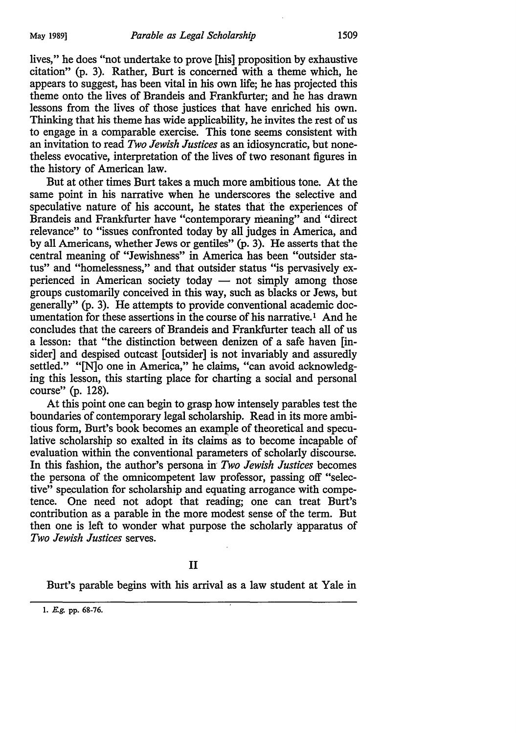lives," he does "not undertake to prove [his] proposition by exhaustive citation" (p. 3). Rather, Burt is concerned with a theme which, he appears to suggest, has been vital in his own life; he has projected this theme onto the lives of Brandeis and Frankfurter; and he has drawn lessons from the lives of those justices that have enriched his own. Thinking that his theme has wide applicability, he invites the rest of us to engage in a comparable exercise. This tone seems consistent with an invitation to read *Two Jewish Justices* as an idiosyncratic, but nonetheless evocative, interpretation of the lives of two resonant figures in the history of American law.

But at other times Burt takes a much more ambitious tone. At the same point in his narrative when he underscores the selective and speculative nature of his account, he states that the experiences of Brandeis and Frankfurter have "contemporary meaning" and "direct relevance" to "issues confronted today by all judges in America, and by all Americans, whether Jews or gentiles" (p. 3). He asserts that the central meaning of "Jewishness" in America has been "outsider status" and "homelessness," and that outsider status "is pervasively experienced in American society today — not simply among those groups customarily conceived in this way, such as blacks or Jews, but generally" (p. 3). He attempts to provide conventional academic documentation for these assertions in the course of his narrative.[1] And he concludes that the careers of Brandeis and Frankfurter teach all of us a lesson: that "the distinction between denizen of a safe haven [insider] and despised outcast [outsider] is not invariably and assuredly settled." "[N]o one in America," he claims, "can avoid acknowledging this lesson, this starting place for charting a social and personal course" (p. 128).

At this point one can begin to grasp how intensely parables test the boundaries of contemporary legal scholarship. Read in its more ambitious form, Burt's book becomes an example of theoretical and speculative scholarship so exalted in its claims as to become incapable of evaluation within the conventional parameters of scholarly discourse. In this fashion, the author's persona in *Two Jewish Justices* becomes the persona of the omnicompetent law professor, passing off "selective" speculation for scholarship and equating arrogance with competence. One need not adopt that reading; one can treat Burt's contribution as a parable in the more modest sense of the term. But then one is left to wonder what purpose the scholarly apparatus of *Two Jewish Justices* serves.

## II

Burt's parable begins with his arrival as a law student at Yale in

1. *E.g.* pp. 68-76.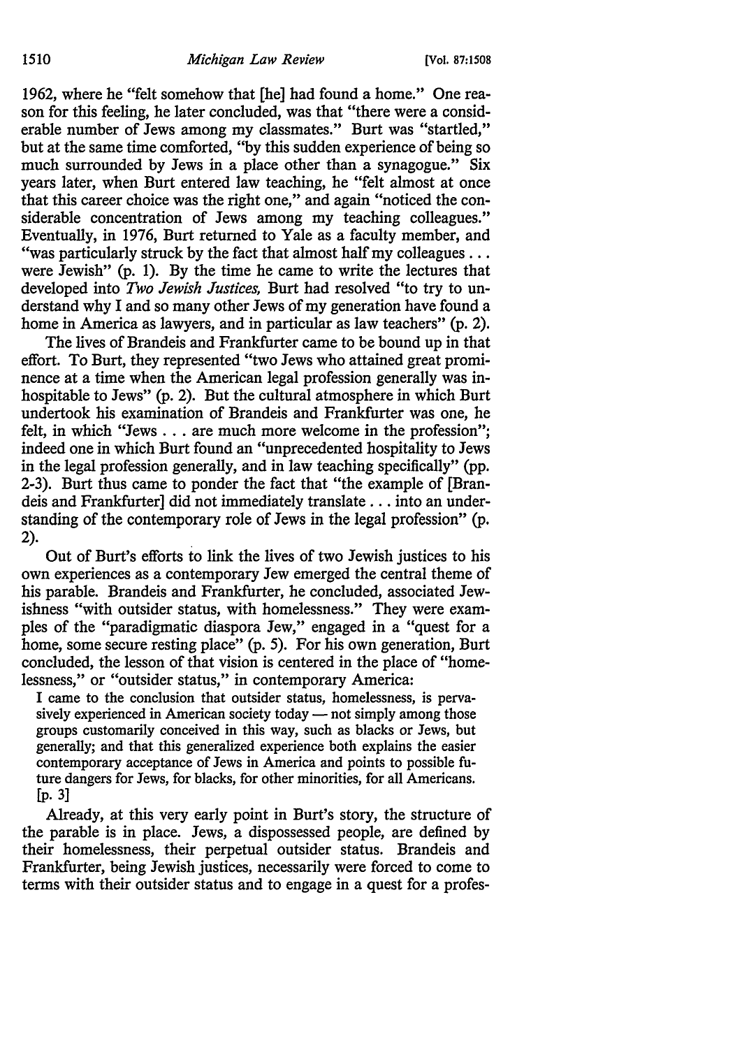1962, where he "felt somehow that [he] had found a home." One reason for this feeling, he later concluded, was that "there were a considerable number of Jews among my classmates." Burt was "startled," but at the same time comforted, "by this sudden experience of being so much surrounded by Jews in a place other than a synagogue." Six years later, when Burt entered law teaching, he "felt almost at once that this career choice was the right one," and again "noticed the considerable concentration of Jews among my teaching colleagues." Eventually, in 1976, Burt returned to Yale as a faculty member, and "was particularly struck by the fact that almost half my colleagues . . . were Jewish" (p. 1). By the time he came to write the lectures that developed into *Two Jewish Justices,* Burt had resolved "to try to understand why I and so many other Jews of my generation have found a home in America as lawyers, and in particular as law teachers" (p. 2).

The lives of Brandeis and Frankfurter came to be bound up in that effort. To Burt, they represented "two Jews who attained great prominence at a time when the American legal profession generally was inhospitable to Jews" (p. 2). But the cultural atmosphere in which Burt undertook his examination of Brandeis and Frankfurter was one, he felt, in which "Jews . . . are much more welcome in the profession"; indeed one in which Burt found an "unprecedented hospitality to Jews in the legal profession generally, and in law teaching specifically" (pp. 2-3). Burt thus came to ponder the fact that "the example of [Brandeis and Frankfurter] did not immediately translate . . . into an understanding of the contemporary role of Jews in the legal profession" (p. 2).

Out of Burt's efforts to link the lives of two Jewish justices to his own experiences as a contemporary Jew emerged the central theme of his parable. Brandeis and Frankfurter, he concluded, associated Jewishness "with outsider status, with homelessness." They were examples of the "paradigmatic diaspora Jew," engaged in a "quest for a home, some secure resting place" (p. 5). For his own generation, Burt concluded, the lesson of that vision is centered in the place of "homelessness," or "outsider status," in contemporary America:

> I came to the conclusion that outsider status, homelessness, is pervasively experienced in American society today — not simply among those groups customarily conceived in this way, such as blacks or Jews, but generally; and that this generalized experience both explains the easier contemporary acceptance of Jews in America and points to possible future dangers for Jews, for blacks, for other minorities, for all Americans. [p. 3]

Already, at this very early point in Burt's story, the structure of the parable is in place. Jews, a dispossessed people, are defined by their homelessness, their perpetual outsider status. Brandeis and Frankfurter, being Jewish justices, necessarily were forced to come to terms with their outsider status and to engage in a quest for a profes-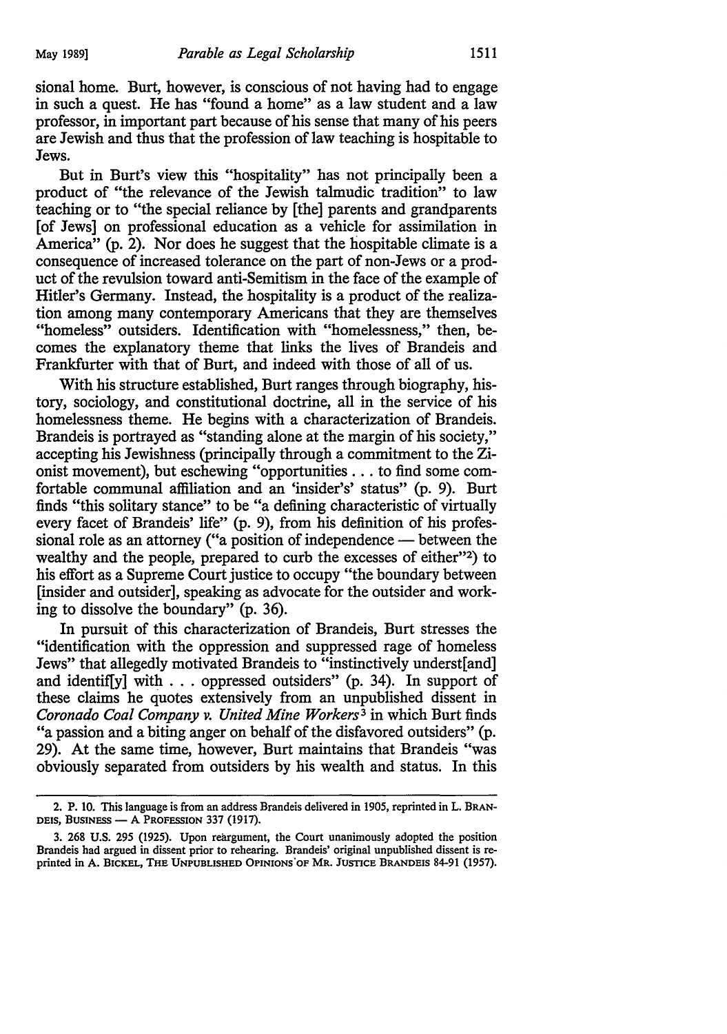sional home. Burt, however, is conscious of not having had to engage in such a quest. He has "found a home" as a law student and a law professor, in important part because of his sense that many of his peers are Jewish and thus that the profession of law teaching is hospitable to Jews.

But in Burt's view this "hospitality" has not principally been a product of "the relevance of the Jewish talmudic tradition" to law teaching or to "the special reliance by [the] parents and grandparents [of Jews] on professional education as a vehicle for assimilation in America" (p. 2). Nor does he suggest that the hospitable climate is a consequence of increased tolerance on the part of non-Jews or a product of the revulsion toward anti-Semitism in the face of the example of Hitler's Germany. Instead, the hospitality is a product of the realization among many contemporary Americans that they are themselves "homeless" outsiders. Identification with "homelessness," then, becomes the explanatory theme that links the lives of Brandeis and Frankfurter with that of Burt, and indeed with those of all of us.

With his structure established, Burt ranges through biography, history, sociology, and constitutional doctrine, all in the service of his homelessness theme. He begins with a characterization of Brandeis. Brandeis is portrayed as "standing alone at the margin of his society," accepting his Jewishness (principally through a commitment to the Zionist movement), but eschewing "opportunities . . . to find some comfortable communal affiliation and an 'insider's' status" (p. 9). Burt finds "this solitary stance" to be "a defining characteristic of virtually every facet of Brandeis' life" (p. 9), from his definition of his professional role as an attorney ("a position of independence — between the wealthy and the people, prepared to curb the excesses of either"[2]) to his effort as a Supreme Court justice to occupy "the boundary between [insider and outsider], speaking as advocate for the outsider and working to dissolve the boundary" (p. 36).

In pursuit of this characterization of Brandeis, Burt stresses the "identification with the oppression and suppressed rage of homeless Jews" that allegedly motivated Brandeis to "instinctively underst[and] and identif[y] with . . . oppressed outsiders" (p. 34). In support of these claims he quotes extensively from an unpublished dissent in *Coronado Coal Company v. United Mine Workers*[3] in which Burt finds "a passion and a biting anger on behalf of the disfavored outsiders" (p. 29). At the same time, however, Burt maintains that Brandeis "was obviously separated from outsiders by his wealth and status. In this

---

2. P. 10. This language is from an address Brandeis delivered in 1905, reprinted in L. BRANDEIS, BUSINESS — A PROFESSION 337 (1917).

3. 268 U.S. 295 (1925). Upon reargument, the Court unanimously adopted the position Brandeis had argued in dissent prior to rehearing. Brandeis' original unpublished dissent is reprinted in A. BICKEL, THE UNPUBLISHED OPINIONS OF MR. JUSTICE BRANDEIS 84-91 (1957).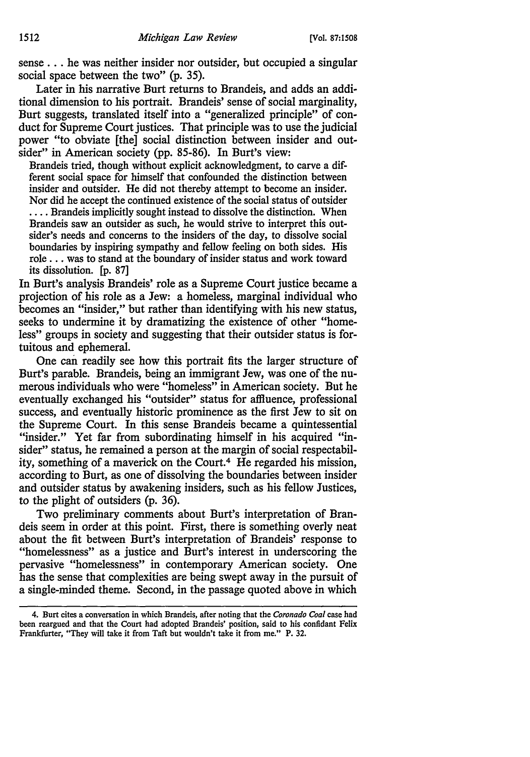sense . . . he was neither insider nor outsider, but occupied a singular social space between the two" (p. 35).

Later in his narrative Burt returns to Brandeis, and adds an additional dimension to his portrait. Brandeis' sense of social marginality, Burt suggests, translated itself into a "generalized principle" of conduct for Supreme Court justices. That principle was to use the judicial power "to obviate [the] social distinction between insider and outsider" in American society (pp. 85-86). In Burt's view:

> Brandeis tried, though without explicit acknowledgment, to carve a different social space for himself that confounded the distinction between insider and outsider. He did not thereby attempt to become an insider. Nor did he accept the continued existence of the social status of outsider . . . . Brandeis implicitly sought instead to dissolve the distinction. When Brandeis saw an outsider as such, he would strive to interpret this outsider's needs and concerns to the insiders of the day, to dissolve social boundaries by inspiring sympathy and fellow feeling on both sides. His role . . . was to stand at the boundary of insider status and work toward its dissolution. [p. 87]

In Burt's analysis Brandeis' role as a Supreme Court justice became a projection of his role as a Jew: a homeless, marginal individual who becomes an "insider," but rather than identifying with his new status, seeks to undermine it by dramatizing the existence of other "homeless" groups in society and suggesting that their outsider status is fortuitous and ephemeral.

One can readily see how this portrait fits the larger structure of Burt's parable. Brandeis, being an immigrant Jew, was one of the numerous individuals who were "homeless" in American society. But he eventually exchanged his "outsider" status for affluence, professional success, and eventually historic prominence as the first Jew to sit on the Supreme Court. In this sense Brandeis became a quintessential "insider." Yet far from subordinating himself in his acquired "insider" status, he remained a person at the margin of social respectability, something of a maverick on the Court.[4] He regarded his mission, according to Burt, as one of dissolving the boundaries between insider and outsider status by awakening insiders, such as his fellow Justices, to the plight of outsiders (p. 36).

Two preliminary comments about Burt's interpretation of Brandeis seem in order at this point. First, there is something overly neat about the fit between Burt's interpretation of Brandeis' response to "homelessness" as a justice and Burt's interest in underscoring the pervasive "homelessness" in contemporary American society. One has the sense that complexities are being swept away in the pursuit of a single-minded theme. Second, in the passage quoted above in which

---

4. Burt cites a conversation in which Brandeis, after noting that the *Coronado Coal* case had been reargued and that the Court had adopted Brandeis' position, said to his confidant Felix Frankfurter, "They will take it from Taft but wouldn't take it from me." P. 32.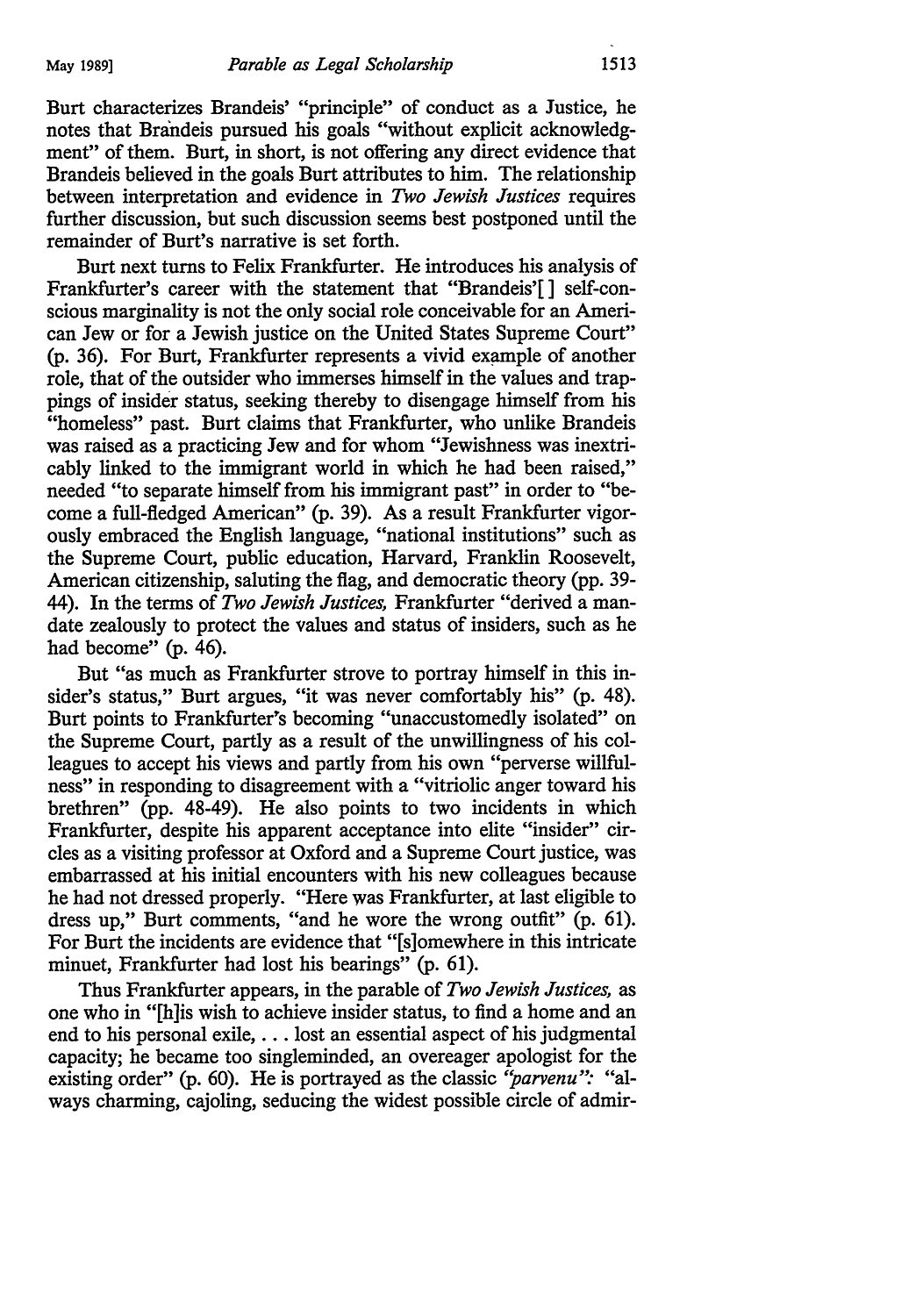Burt characterizes Brandeis' "principle" of conduct as a Justice, he notes that Brandeis pursued his goals "without explicit acknowledgment" of them. Burt, in short, is not offering any direct evidence that Brandeis believed in the goals Burt attributes to him. The relationship between interpretation and evidence in *Two Jewish Justices* requires further discussion, but such discussion seems best postponed until the remainder of Burt's narrative is set forth.

Burt next turns to Felix Frankfurter. He introduces his analysis of Frankfurter's career with the statement that "Brandeis'[ ] self-conscious marginality is not the only social role conceivable for an American Jew or for a Jewish justice on the United States Supreme Court" (p. 36). For Burt, Frankfurter represents a vivid example of another role, that of the outsider who immerses himself in the values and trappings of insider status, seeking thereby to disengage himself from his "homeless" past. Burt claims that Frankfurter, who unlike Brandeis was raised as a practicing Jew and for whom "Jewishness was inextricably linked to the immigrant world in which he had been raised," needed "to separate himself from his immigrant past" in order to "become a full-fledged American" (p. 39). As a result Frankfurter vigorously embraced the English language, "national institutions" such as the Supreme Court, public education, Harvard, Franklin Roosevelt, American citizenship, saluting the flag, and democratic theory (pp. 39-44). In the terms of *Two Jewish Justices,* Frankfurter "derived a mandate zealously to protect the values and status of insiders, such as he had become" (p. 46).

But "as much as Frankfurter strove to portray himself in this insider's status," Burt argues, "it was never comfortably his" (p. 48). Burt points to Frankfurter's becoming "unaccustomedly isolated" on the Supreme Court, partly as a result of the unwillingness of his colleagues to accept his views and partly from his own "perverse willfulness" in responding to disagreement with a "vitriolic anger toward his brethren" (pp. 48-49). He also points to two incidents in which Frankfurter, despite his apparent acceptance into elite "insider" circles as a visiting professor at Oxford and a Supreme Court justice, was embarrassed at his initial encounters with his new colleagues because he had not dressed properly. "Here was Frankfurter, at last eligible to dress up," Burt comments, "and he wore the wrong outfit" (p. 61). For Burt the incidents are evidence that "[s]omewhere in this intricate minuet, Frankfurter had lost his bearings" (p. 61).

Thus Frankfurter appears, in the parable of *Two Jewish Justices,* as one who in "[h]is wish to achieve insider status, to find a home and an end to his personal exile, . . . lost an essential aspect of his judgmental capacity; he became too singleminded, an overeager apologist for the existing order" (p. 60). He is portrayed as the classic *"parvenu":* "always charming, cajoling, seducing the widest possible circle of admir-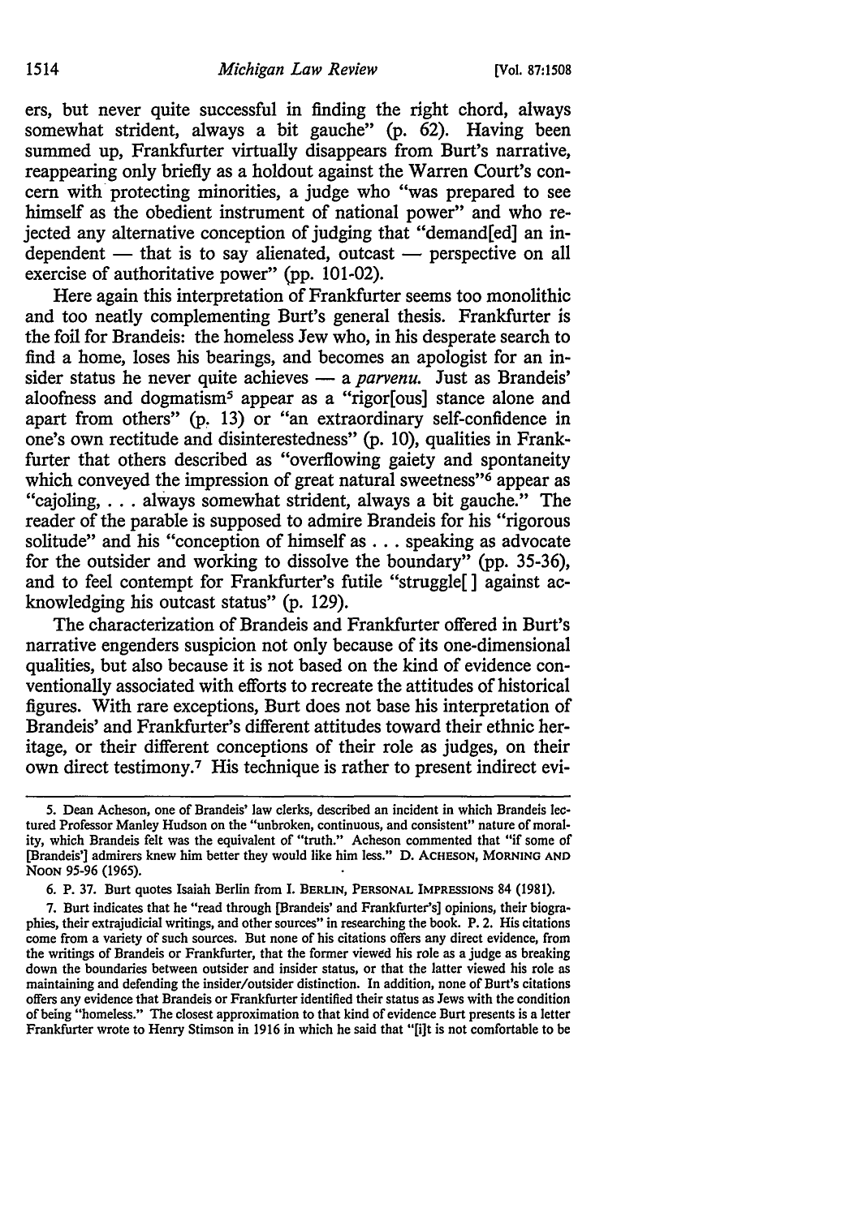ers, but never quite successful in finding the right chord, always somewhat strident, always a bit gauche" (p. 62). Having been summed up, Frankfurter virtually disappears from Burt's narrative, reappearing only briefly as a holdout against the Warren Court's concern with protecting minorities, a judge who "was prepared to see himself as the obedient instrument of national power" and who rejected any alternative conception of judging that "demand[ed] an independent — that is to say alienated, outcast — perspective on all exercise of authoritative power" (pp. 101-02).

Here again this interpretation of Frankfurter seems too monolithic and too neatly complementing Burt's general thesis. Frankfurter is the foil for Brandeis: the homeless Jew who, in his desperate search to find a home, loses his bearings, and becomes an apologist for an insider status he never quite achieves — a *parvenu*. Just as Brandeis' aloofness and dogmatism[5] appear as a "rigor[ous] stance alone and apart from others" (p. 13) or "an extraordinary self-confidence in one's own rectitude and disinterestedness" (p. 10), qualities in Frankfurter that others described as "overflowing gaiety and spontaneity which conveyed the impression of great natural sweetness"[6] appear as "cajoling, . . . always somewhat strident, always a bit gauche." The reader of the parable is supposed to admire Brandeis for his "rigorous solitude" and his "conception of himself as . . . speaking as advocate for the outsider and working to dissolve the boundary" (pp. 35-36), and to feel contempt for Frankfurter's futile "struggle[ ] against acknowledging his outcast status" (p. 129).

The characterization of Brandeis and Frankfurter offered in Burt's narrative engenders suspicion not only because of its one-dimensional qualities, but also because it is not based on the kind of evidence conventionally associated with efforts to recreate the attitudes of historical figures. With rare exceptions, Burt does not base his interpretation of Brandeis' and Frankfurter's different attitudes toward their ethnic heritage, or their different conceptions of their role as judges, on their own direct testimony.[7] His technique is rather to present indirect evi-

---

5. Dean Acheson, one of Brandeis' law clerks, described an incident in which Brandeis lectured Professor Manley Hudson on the "unbroken, continuous, and consistent" nature of morality, which Brandeis felt was the equivalent of "truth." Acheson commented that "if some of [Brandeis'] admirers knew him better they would like him less." D. ACHESON, MORNING AND NOON 95-96 (1965).

6. P. 37. Burt quotes Isaiah Berlin from I. BERLIN, PERSONAL IMPRESSIONS 84 (1981).

7. Burt indicates that he "read through [Brandeis' and Frankfurter's] opinions, their biographies, their extrajudicial writings, and other sources" in researching the book. P. 2. His citations come from a variety of such sources. But none of his citations offers any direct evidence, from the writings of Brandeis or Frankfurter, that the former viewed his role as a judge as breaking down the boundaries between outsider and insider status, or that the latter viewed his role as maintaining and defending the insider/outsider distinction. In addition, none of Burt's citations offers any evidence that Brandeis or Frankfurter identified their status as Jews with the condition of being "homeless." The closest approximation to that kind of evidence Burt presents is a letter Frankfurter wrote to Henry Stimson in 1916 in which he said that "[i]t is not comfortable to be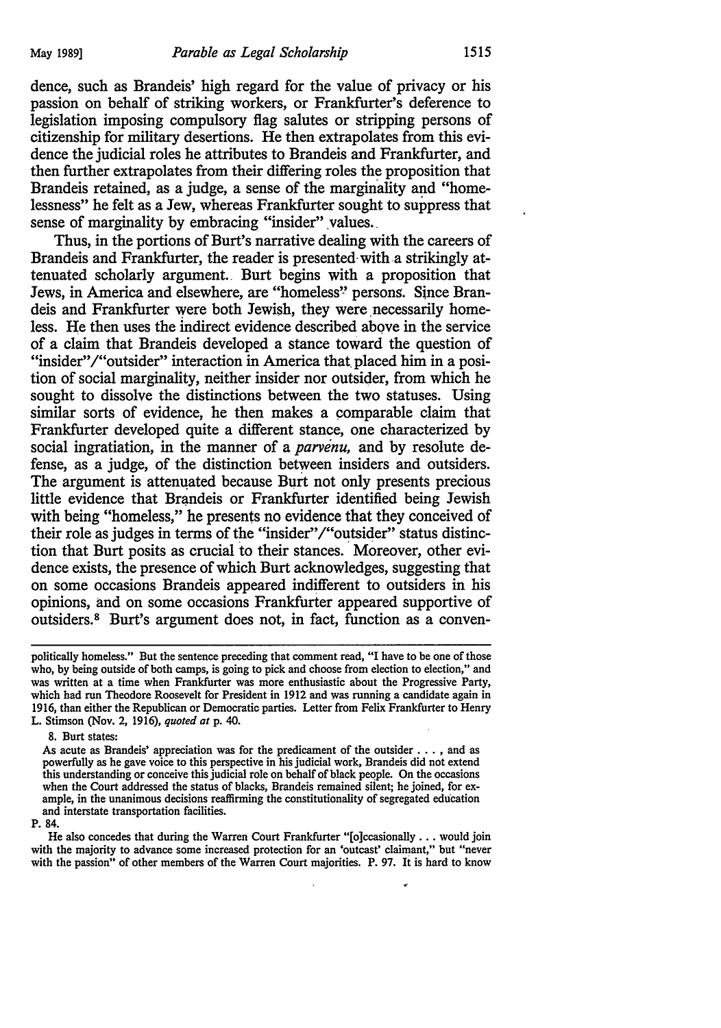dence, such as Brandeis' high regard for the value of privacy or his passion on behalf of striking workers, or Frankfurter's deference to legislation imposing compulsory flag salutes or stripping persons of citizenship for military desertions. He then extrapolates from this evidence the judicial roles he attributes to Brandeis and Frankfurter, and then further extrapolates from their differing roles the proposition that Brandeis retained, as a judge, a sense of the marginality and "homelessness" he felt as a Jew, whereas Frankfurter sought to suppress that sense of marginality by embracing "insider" values.

Thus, in the portions of Burt's narrative dealing with the careers of Brandeis and Frankfurter, the reader is presented with a strikingly attenuated scholarly argument. Burt begins with a proposition that Jews, in America and elsewhere, are "homeless" persons. Since Brandeis and Frankfurter were both Jewish, they were necessarily homeless. He then uses the indirect evidence described above in the service of a claim that Brandeis developed a stance toward the question of "insider"/"outsider" interaction in America that placed him in a position of social marginality, neither insider nor outsider, from which he sought to dissolve the distinctions between the two statuses. Using similar sorts of evidence, he then makes a comparable claim that Frankfurter developed quite a different stance, one characterized by social ingratiation, in the manner of a *parvenu,* and by resolute defense, as a judge, of the distinction between insiders and outsiders. The argument is attenuated because Burt not only presents precious little evidence that Brandeis or Frankfurter identified being Jewish with being "homeless," he presents no evidence that they conceived of their role as judges in terms of the "insider"/"outsider" status distinction that Burt posits as crucial to their stances. Moreover, other evidence exists, the presence of which Burt acknowledges, suggesting that on some occasions Brandeis appeared indifferent to outsiders in his opinions, and on some occasions Frankfurter appeared supportive of outsiders.[8] Burt's argument does not, in fact, function as a conven-

---

politically homeless." But the sentence preceding that comment read, "I have to be one of those who, by being outside of both camps, is going to pick and choose from election to election," and was written at a time when Frankfurter was more enthusiastic about the Progressive Party, which had run Theodore Roosevelt for President in 1912 and was running a candidate again in 1916, than either the Republican or Democratic parties. Letter from Felix Frankfurter to Henry L. Stimson (Nov. 2, 1916), *quoted at* p. 40.

8. Burt states:

> As acute as Brandeis' appreciation was for the predicament of the outsider . . . , and as powerfully as he gave voice to this perspective in his judicial work, Brandeis did not extend this understanding or conceive this judicial role on behalf of black people. On the occasions when the Court addressed the status of blacks, Brandeis remained silent; he joined, for example, in the unanimous decisions reaffirming the constitutionality of segregated education and interstate transportation facilities.

P. 84.

He also concedes that during the Warren Court Frankfurter "[o]ccasionally . . . would join with the majority to advance some increased protection for an 'outcast' claimant," but "never with the passion" of other members of the Warren Court majorities. P. 97. It is hard to know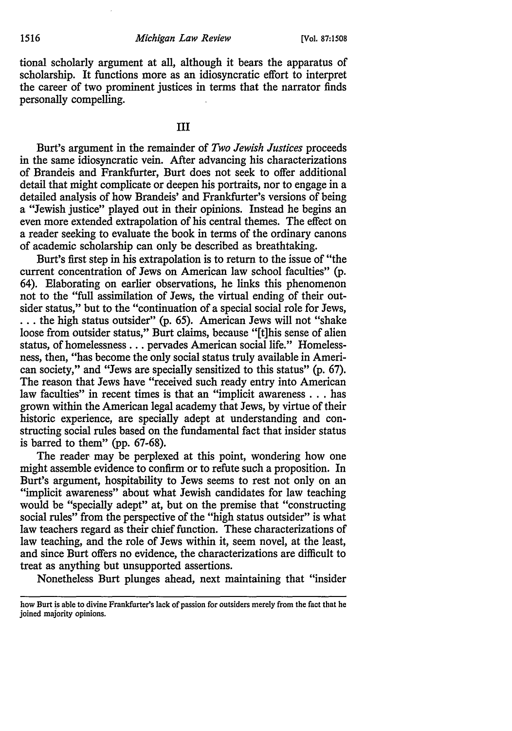tional scholarly argument at all, although it bears the apparatus of scholarship. It functions more as an idiosyncratic effort to interpret the career of two prominent justices in terms that the narrator finds personally compelling.

## III

Burt's argument in the remainder of *Two Jewish Justices* proceeds in the same idiosyncratic vein. After advancing his characterizations of Brandeis and Frankfurter, Burt does not seek to offer additional detail that might complicate or deepen his portraits, nor to engage in a detailed analysis of how Brandeis' and Frankfurter's versions of being a "Jewish justice" played out in their opinions. Instead he begins an even more extended extrapolation of his central themes. The effect on a reader seeking to evaluate the book in terms of the ordinary canons of academic scholarship can only be described as breathtaking.

Burt's first step in his extrapolation is to return to the issue of "the current concentration of Jews on American law school faculties" (p. 64). Elaborating on earlier observations, he links this phenomenon not to the "full assimilation of Jews, the virtual ending of their outsider status," but to the "continuation of a special social role for Jews, . . . the high status outsider" (p. 65). American Jews will not "shake loose from outsider status," Burt claims, because "[t]his sense of alien status, of homelessness . . . pervades American social life." Homelessness, then, "has become the only social status truly available in American society," and "Jews are specially sensitized to this status" (p. 67). The reason that Jews have "received such ready entry into American law faculties" in recent times is that an "implicit awareness . . . has grown within the American legal academy that Jews, by virtue of their historic experience, are specially adept at understanding and constructing social rules based on the fundamental fact that insider status is barred to them" (pp. 67-68).

The reader may be perplexed at this point, wondering how one might assemble evidence to confirm or to refute such a proposition. In Burt's argument, hospitability to Jews seems to rest not only on an "implicit awareness" about what Jewish candidates for law teaching would be "specially adept" at, but on the premise that "constructing social rules" from the perspective of the "high status outsider" is what law teachers regard as their chief function. These characterizations of law teaching, and the role of Jews within it, seem novel, at the least, and since Burt offers no evidence, the characterizations are difficult to treat as anything but unsupported assertions.

Nonetheless Burt plunges ahead, next maintaining that "insider

---

how Burt is able to divine Frankfurter's lack of passion for outsiders merely from the fact that he joined majority opinions.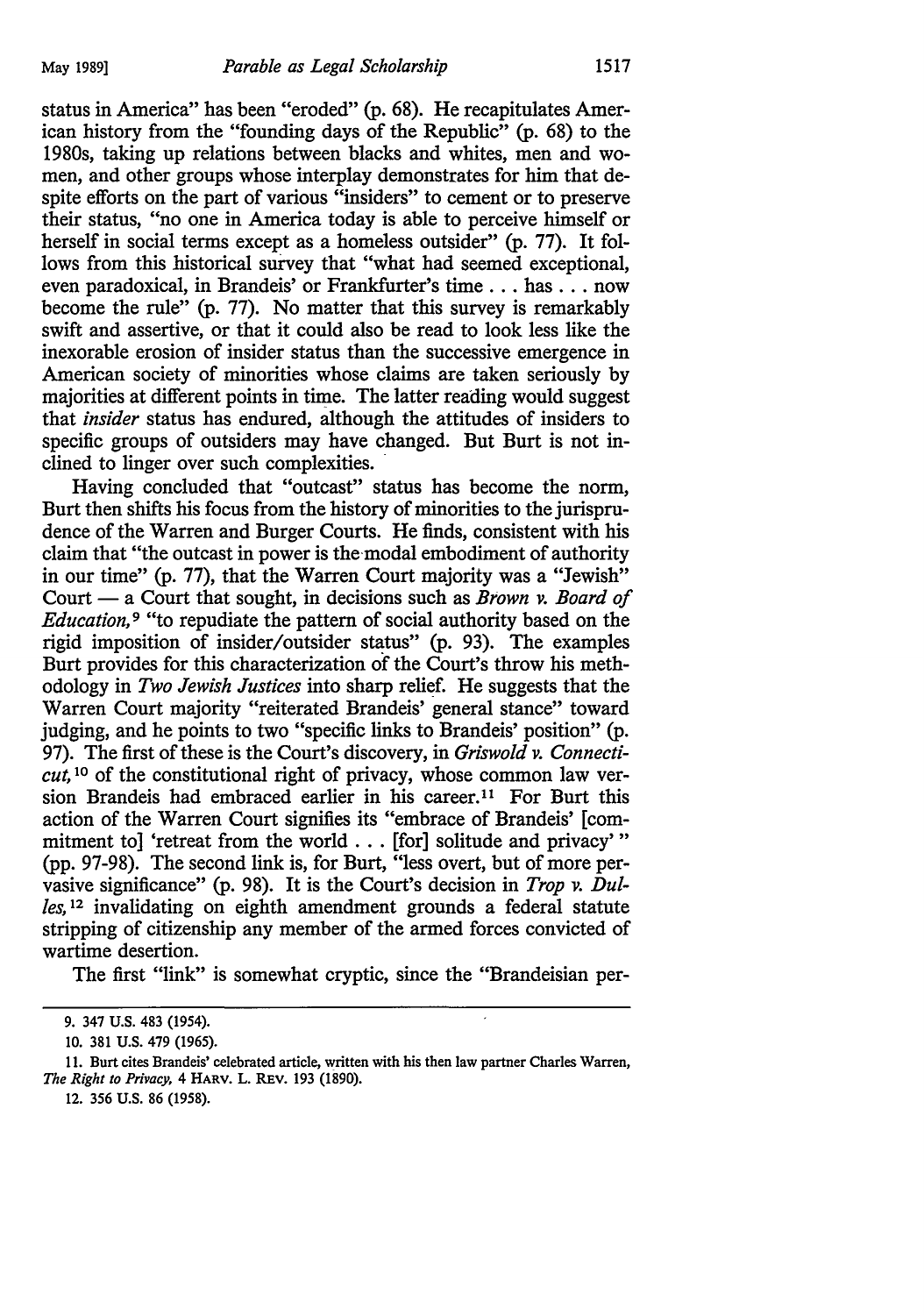status in America" has been "eroded" (p. 68). He recapitulates American history from the "founding days of the Republic" (p. 68) to the 1980s, taking up relations between blacks and whites, men and women, and other groups whose interplay demonstrates for him that despite efforts on the part of various "insiders" to cement or to preserve their status, "no one in America today is able to perceive himself or herself in social terms except as a homeless outsider" (p. 77). It follows from this historical survey that "what had seemed exceptional, even paradoxical, in Brandeis' or Frankfurter's time . . . has . . . now become the rule" (p. 77). No matter that this survey is remarkably swift and assertive, or that it could also be read to look less like the inexorable erosion of insider status than the successive emergence in American society of minorities whose claims are taken seriously by majorities at different points in time. The latter reading would suggest that *insider* status has endured, although the attitudes of insiders to specific groups of outsiders may have changed. But Burt is not inclined to linger over such complexities.

Having concluded that "outcast" status has become the norm, Burt then shifts his focus from the history of minorities to the jurisprudence of the Warren and Burger Courts. He finds, consistent with his claim that "the outcast in power is the modal embodiment of authority in our time" (p. 77), that the Warren Court majority was a "Jewish" Court — a Court that sought, in decisions such as *Brown v. Board of Education,*[9] "to repudiate the pattern of social authority based on the rigid imposition of insider/outsider status" (p. 93). The examples Burt provides for this characterization of the Court's throw his methodology in *Two Jewish Justices* into sharp relief. He suggests that the Warren Court majority "reiterated Brandeis' general stance" toward judging, and he points to two "specific links to Brandeis' position" (p. 97). The first of these is the Court's discovery, in *Griswold v. Connecticut,*[10] of the constitutional right of privacy, whose common law version Brandeis had embraced earlier in his career.[11] For Burt this action of the Warren Court signifies its "embrace of Brandeis' [commitment to] 'retreat from the world . . . [for] solitude and privacy' " (pp. 97-98). The second link is, for Burt, "less overt, but of more pervasive significance" (p. 98). It is the Court's decision in *Trop v. Dulles,*[12] invalidating on eighth amendment grounds a federal statute stripping of citizenship any member of the armed forces convicted of wartime desertion.

The first "link" is somewhat cryptic, since the "Brandeisian per-

---

9. 347 U.S. 483 (1954).

10. 381 U.S. 479 (1965).

11. Burt cites Brandeis' celebrated article, written with his then law partner Charles Warren, *The Right to Privacy,* 4 HARV. L. REV. 193 (1890).

12. 356 U.S. 86 (1958).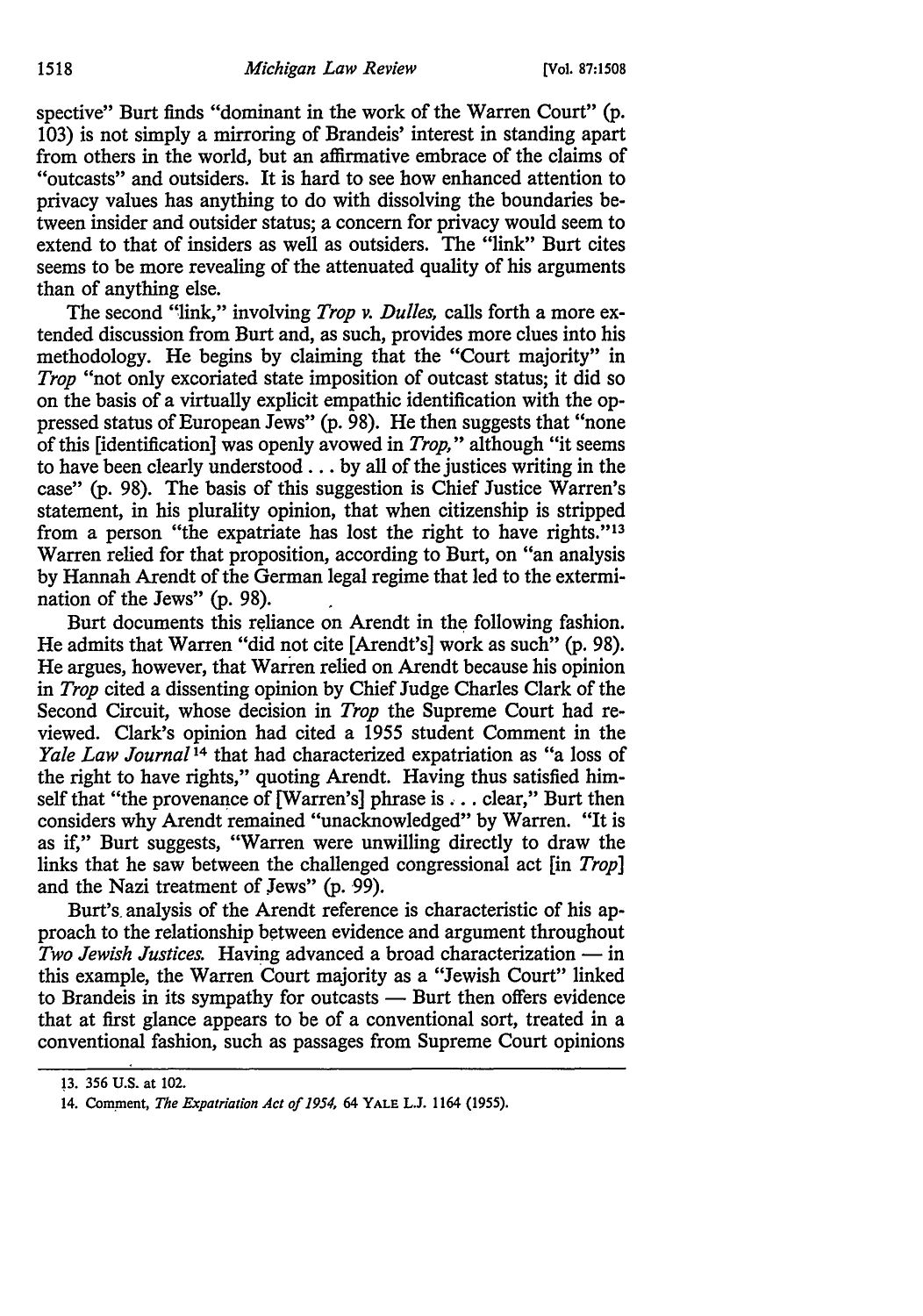spective" Burt finds "dominant in the work of the Warren Court" (p. 103) is not simply a mirroring of Brandeis' interest in standing apart from others in the world, but an affirmative embrace of the claims of "outcasts" and outsiders. It is hard to see how enhanced attention to privacy values has anything to do with dissolving the boundaries between insider and outsider status; a concern for privacy would seem to extend to that of insiders as well as outsiders. The "link" Burt cites seems to be more revealing of the attenuated quality of his arguments than of anything else.

The second "link," involving *Trop v. Dulles,* calls forth a more extended discussion from Burt and, as such, provides more clues into his methodology. He begins by claiming that the "Court majority" in *Trop* "not only excoriated state imposition of outcast status; it did so on the basis of a virtually explicit empathic identification with the oppressed status of European Jews" (p. 98). He then suggests that "none of this [identification] was openly avowed in *Trop,*" although "it seems to have been clearly understood . . . by all of the justices writing in the case" (p. 98). The basis of this suggestion is Chief Justice Warren's statement, in his plurality opinion, that when citizenship is stripped from a person "the expatriate has lost the right to have rights."[13] Warren relied for that proposition, according to Burt, on "an analysis by Hannah Arendt of the German legal regime that led to the extermination of the Jews" (p. 98).

Burt documents this reliance on Arendt in the following fashion. He admits that Warren "did not cite [Arendt's] work as such" (p. 98). He argues, however, that Warren relied on Arendt because his opinion in *Trop* cited a dissenting opinion by Chief Judge Charles Clark of the Second Circuit, whose decision in *Trop* the Supreme Court had reviewed. Clark's opinion had cited a 1955 student Comment in the *Yale Law Journal*[14] that had characterized expatriation as "a loss of the right to have rights," quoting Arendt. Having thus satisfied himself that "the provenance of [Warren's] phrase is . . . clear," Burt then considers why Arendt remained "unacknowledged" by Warren. "It is as if," Burt suggests, "Warren were unwilling directly to draw the links that he saw between the challenged congressional act [in *Trop*] and the Nazi treatment of Jews" (p. 99).

Burt's analysis of the Arendt reference is characteristic of his approach to the relationship between evidence and argument throughout *Two Jewish Justices.* Having advanced a broad characterization — in this example, the Warren Court majority as a "Jewish Court" linked to Brandeis in its sympathy for outcasts — Burt then offers evidence that at first glance appears to be of a conventional sort, treated in a conventional fashion, such as passages from Supreme Court opinions

13. 356 U.S. at 102.

14. Comment, *The Expatriation Act of 1954,* 64 YALE L.J. 1164 (1955).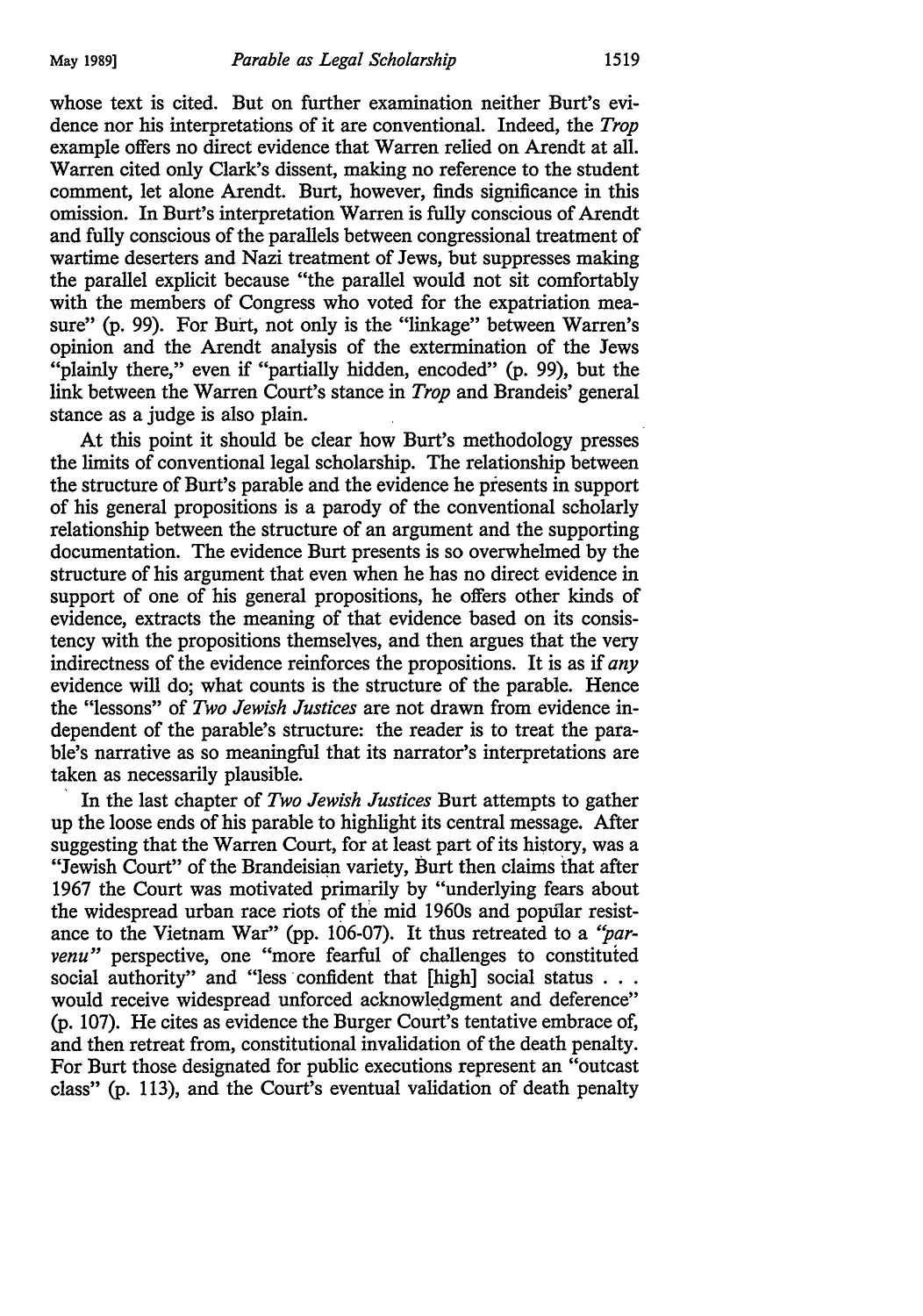whose text is cited. But on further examination neither Burt's evidence nor his interpretations of it are conventional. Indeed, the *Trop* example offers no direct evidence that Warren relied on Arendt at all. Warren cited only Clark's dissent, making no reference to the student comment, let alone Arendt. Burt, however, finds significance in this omission. In Burt's interpretation Warren is fully conscious of Arendt and fully conscious of the parallels between congressional treatment of wartime deserters and Nazi treatment of Jews, but suppresses making the parallel explicit because "the parallel would not sit comfortably with the members of Congress who voted for the expatriation measure" (p. 99). For Burt, not only is the "linkage" between Warren's opinion and the Arendt analysis of the extermination of the Jews "plainly there," even if "partially hidden, encoded" (p. 99), but the link between the Warren Court's stance in *Trop* and Brandeis' general stance as a judge is also plain.

At this point it should be clear how Burt's methodology presses the limits of conventional legal scholarship. The relationship between the structure of Burt's parable and the evidence he presents in support of his general propositions is a parody of the conventional scholarly relationship between the structure of an argument and the supporting documentation. The evidence Burt presents is so overwhelmed by the structure of his argument that even when he has no direct evidence in support of one of his general propositions, he offers other kinds of evidence, extracts the meaning of that evidence based on its consistency with the propositions themselves, and then argues that the very indirectness of the evidence reinforces the propositions. It is as if *any* evidence will do; what counts is the structure of the parable. Hence the "lessons" of *Two Jewish Justices* are not drawn from evidence independent of the parable's structure: the reader is to treat the parable's narrative as so meaningful that its narrator's interpretations are taken as necessarily plausible.

In the last chapter of *Two Jewish Justices* Burt attempts to gather up the loose ends of his parable to highlight its central message. After suggesting that the Warren Court, for at least part of its history, was a "Jewish Court" of the Brandeisian variety, Burt then claims that after 1967 the Court was motivated primarily by "underlying fears about the widespread urban race riots of the mid 1960s and popular resistance to the Vietnam War" (pp. 106-07). It thus retreated to a *"parvenu"* perspective, one "more fearful of challenges to constituted social authority" and "less confident that [high] social status . . . would receive widespread unforced acknowledgment and deference" (p. 107). He cites as evidence the Burger Court's tentative embrace of, and then retreat from, constitutional invalidation of the death penalty. For Burt those designated for public executions represent an "outcast class" (p. 113), and the Court's eventual validation of death penalty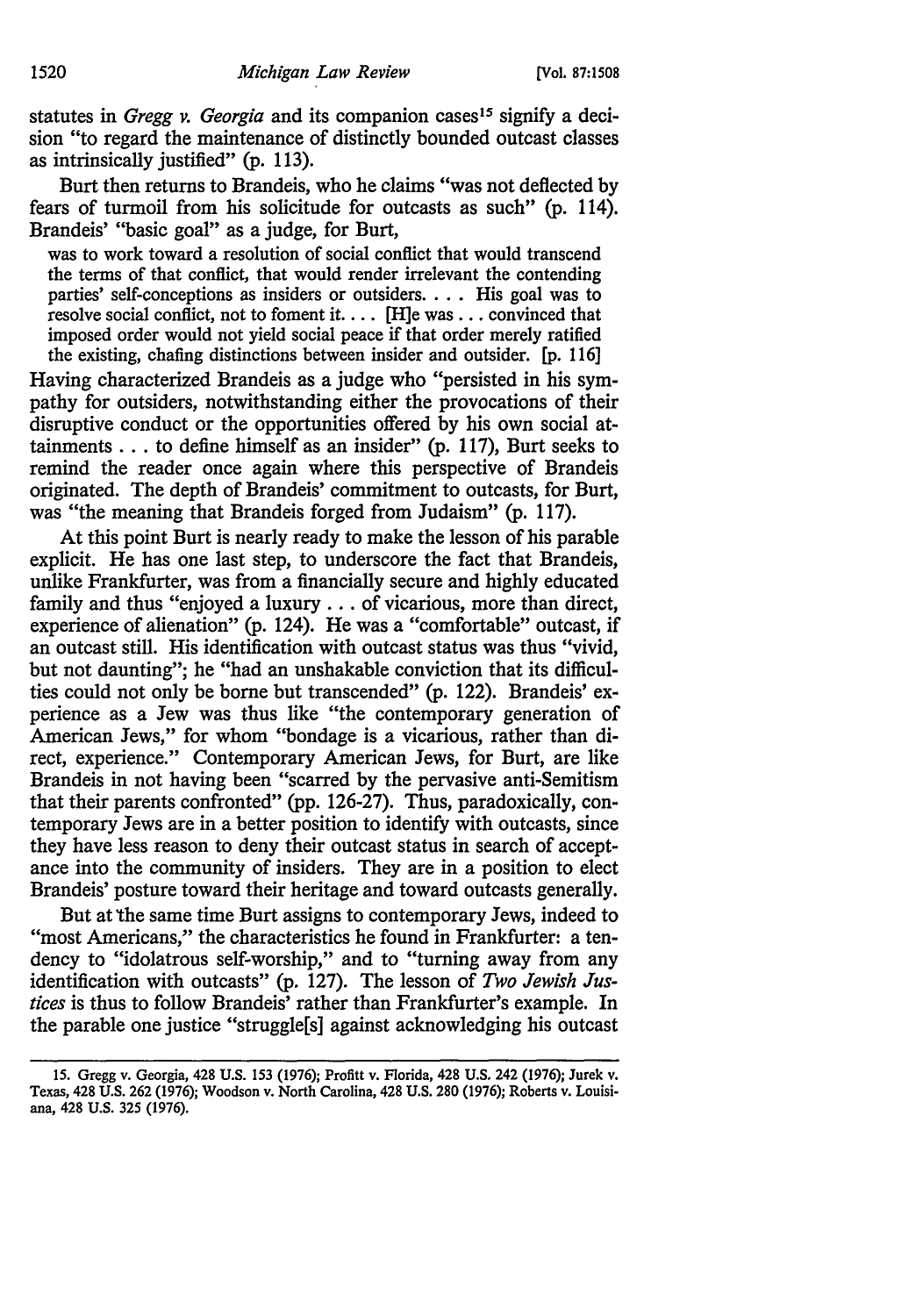statutes in *Gregg v. Georgia* and its companion cases[15] signify a decision "to regard the maintenance of distinctly bounded outcast classes as intrinsically justified" (p. 113).

Burt then returns to Brandeis, who he claims "was not deflected by fears of turmoil from his solicitude for outcasts as such" (p. 114). Brandeis' "basic goal" as a judge, for Burt,

> was to work toward a resolution of social conflict that would transcend the terms of that conflict, that would render irrelevant the contending parties' self-conceptions as insiders or outsiders. . . . His goal was to resolve social conflict, not to foment it. . . . [H]e was . . . convinced that imposed order would not yield social peace if that order merely ratified the existing, chafing distinctions between insider and outsider. [p. 116]

Having characterized Brandeis as a judge who "persisted in his sympathy for outsiders, notwithstanding either the provocations of their disruptive conduct or the opportunities offered by his own social attainments . . . to define himself as an insider" (p. 117), Burt seeks to remind the reader once again where this perspective of Brandeis originated. The depth of Brandeis' commitment to outcasts, for Burt, was "the meaning that Brandeis forged from Judaism" (p. 117).

At this point Burt is nearly ready to make the lesson of his parable explicit. He has one last step, to underscore the fact that Brandeis, unlike Frankfurter, was from a financially secure and highly educated family and thus "enjoyed a luxury . . . of vicarious, more than direct, experience of alienation" (p. 124). He was a "comfortable" outcast, if an outcast still. His identification with outcast status was thus "vivid, but not daunting"; he "had an unshakable conviction that its difficulties could not only be borne but transcended" (p. 122). Brandeis' experience as a Jew was thus like "the contemporary generation of American Jews," for whom "bondage is a vicarious, rather than direct, experience." Contemporary American Jews, for Burt, are like Brandeis in not having been "scarred by the pervasive anti-Semitism that their parents confronted" (pp. 126-27). Thus, paradoxically, contemporary Jews are in a better position to identify with outcasts, since they have less reason to deny their outcast status in search of acceptance into the community of insiders. They are in a position to elect Brandeis' posture toward their heritage and toward outcasts generally.

But at the same time Burt assigns to contemporary Jews, indeed to "most Americans," the characteristics he found in Frankfurter: a tendency to "idolatrous self-worship," and to "turning away from any identification with outcasts" (p. 127). The lesson of *Two Jewish Justices* is thus to follow Brandeis' rather than Frankfurter's example. In the parable one justice "struggle[s] against acknowledging his outcast

15. Gregg v. Georgia, 428 U.S. 153 (1976); Profitt v. Florida, 428 U.S. 242 (1976); Jurek v. Texas, 428 U.S. 262 (1976); Woodson v. North Carolina, 428 U.S. 280 (1976); Roberts v. Louisiana, 428 U.S. 325 (1976).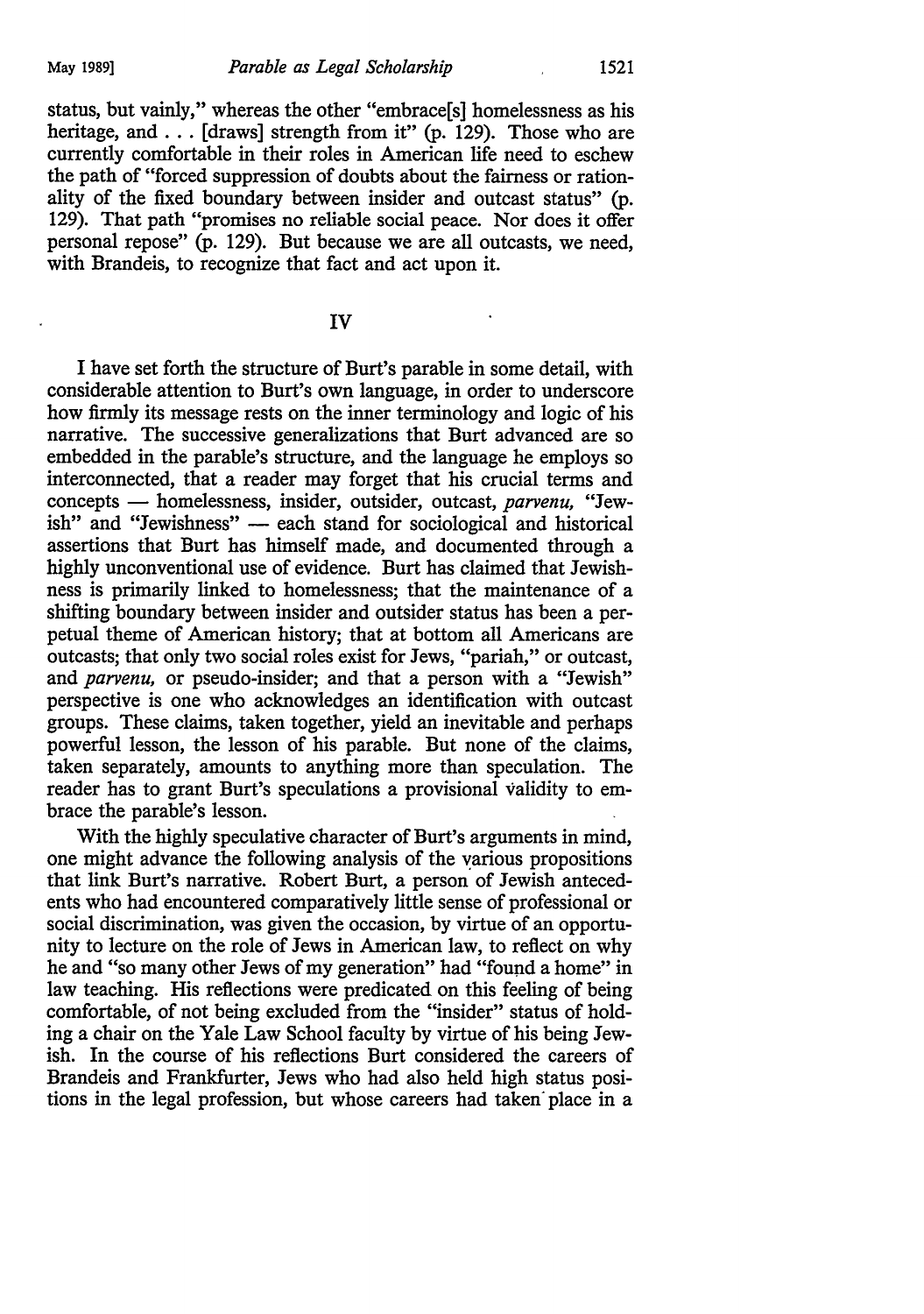status, but vainly," whereas the other "embrace[s] homelessness as his heritage, and . . . [draws] strength from it" (p. 129). Those who are currently comfortable in their roles in American life need to eschew the path of "forced suppression of doubts about the fairness or rationality of the fixed boundary between insider and outcast status" (p. 129). That path "promises no reliable social peace. Nor does it offer personal repose" (p. 129). But because we are all outcasts, we need, with Brandeis, to recognize that fact and act upon it.

## IV

I have set forth the structure of Burt's parable in some detail, with considerable attention to Burt's own language, in order to underscore how firmly its message rests on the inner terminology and logic of his narrative. The successive generalizations that Burt advanced are so embedded in the parable's structure, and the language he employs so interconnected, that a reader may forget that his crucial terms and concepts — homelessness, insider, outsider, outcast, *parvenu*, "Jewish" and "Jewishness" — each stand for sociological and historical assertions that Burt has himself made, and documented through a highly unconventional use of evidence. Burt has claimed that Jewishness is primarily linked to homelessness; that the maintenance of a shifting boundary between insider and outsider status has been a perpetual theme of American history; that at bottom all Americans are outcasts; that only two social roles exist for Jews, "pariah," or outcast, and *parvenu*, or pseudo-insider; and that a person with a "Jewish" perspective is one who acknowledges an identification with outcast groups. These claims, taken together, yield an inevitable and perhaps powerful lesson, the lesson of his parable. But none of the claims, taken separately, amounts to anything more than speculation. The reader has to grant Burt's speculations a provisional validity to embrace the parable's lesson.

With the highly speculative character of Burt's arguments in mind, one might advance the following analysis of the various propositions that link Burt's narrative. Robert Burt, a person of Jewish antecedents who had encountered comparatively little sense of professional or social discrimination, was given the occasion, by virtue of an opportunity to lecture on the role of Jews in American law, to reflect on why he and "so many other Jews of my generation" had "found a home" in law teaching. His reflections were predicated on this feeling of being comfortable, of not being excluded from the "insider" status of holding a chair on the Yale Law School faculty by virtue of his being Jewish. In the course of his reflections Burt considered the careers of Brandeis and Frankfurter, Jews who had also held high status positions in the legal profession, but whose careers had taken place in a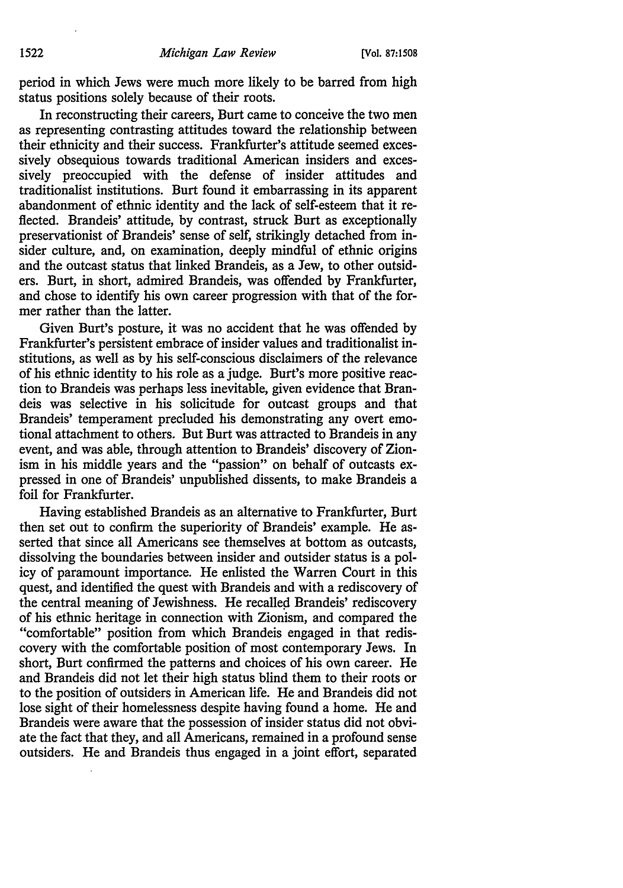period in which Jews were much more likely to be barred from high status positions solely because of their roots.

In reconstructing their careers, Burt came to conceive the two men as representing contrasting attitudes toward the relationship between their ethnicity and their success. Frankfurter's attitude seemed excessively obsequious towards traditional American insiders and excessively preoccupied with the defense of insider attitudes and traditionalist institutions. Burt found it embarrassing in its apparent abandonment of ethnic identity and the lack of self-esteem that it reflected. Brandeis' attitude, by contrast, struck Burt as exceptionally preservationist of Brandeis' sense of self, strikingly detached from insider culture, and, on examination, deeply mindful of ethnic origins and the outcast status that linked Brandeis, as a Jew, to other outsiders. Burt, in short, admired Brandeis, was offended by Frankfurter, and chose to identify his own career progression with that of the former rather than the latter.

Given Burt's posture, it was no accident that he was offended by Frankfurter's persistent embrace of insider values and traditionalist institutions, as well as by his self-conscious disclaimers of the relevance of his ethnic identity to his role as a judge. Burt's more positive reaction to Brandeis was perhaps less inevitable, given evidence that Brandeis was selective in his solicitude for outcast groups and that Brandeis' temperament precluded his demonstrating any overt emotional attachment to others. But Burt was attracted to Brandeis in any event, and was able, through attention to Brandeis' discovery of Zionism in his middle years and the "passion" on behalf of outcasts expressed in one of Brandeis' unpublished dissents, to make Brandeis a foil for Frankfurter.

Having established Brandeis as an alternative to Frankfurter, Burt then set out to confirm the superiority of Brandeis' example. He asserted that since all Americans see themselves at bottom as outcasts, dissolving the boundaries between insider and outsider status is a policy of paramount importance. He enlisted the Warren Court in this quest, and identified the quest with Brandeis and with a rediscovery of the central meaning of Jewishness. He recalled Brandeis' rediscovery of his ethnic heritage in connection with Zionism, and compared the "comfortable" position from which Brandeis engaged in that rediscovery with the comfortable position of most contemporary Jews. In short, Burt confirmed the patterns and choices of his own career. He and Brandeis did not let their high status blind them to their roots or to the position of outsiders in American life. He and Brandeis did not lose sight of their homelessness despite having found a home. He and Brandeis were aware that the possession of insider status did not obviate the fact that they, and all Americans, remained in a profound sense outsiders. He and Brandeis thus engaged in a joint effort, separated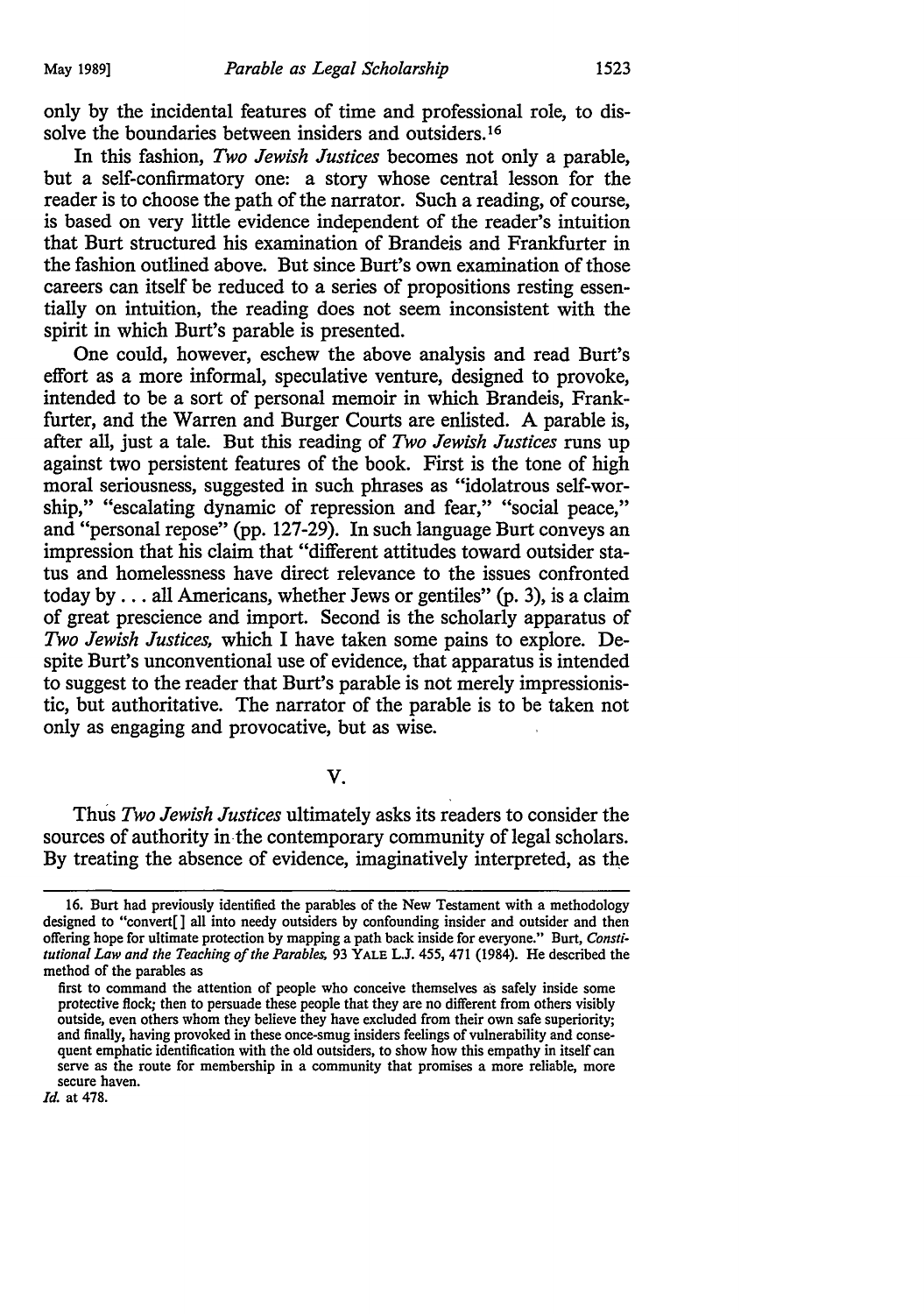only by the incidental features of time and professional role, to dissolve the boundaries between insiders and outsiders.[16]

In this fashion, *Two Jewish Justices* becomes not only a parable, but a self-confirmatory one: a story whose central lesson for the reader is to choose the path of the narrator. Such a reading, of course, is based on very little evidence independent of the reader's intuition that Burt structured his examination of Brandeis and Frankfurter in the fashion outlined above. But since Burt's own examination of those careers can itself be reduced to a series of propositions resting essentially on intuition, the reading does not seem inconsistent with the spirit in which Burt's parable is presented.

One could, however, eschew the above analysis and read Burt's effort as a more informal, speculative venture, designed to provoke, intended to be a sort of personal memoir in which Brandeis, Frankfurter, and the Warren and Burger Courts are enlisted. A parable is, after all, just a tale. But this reading of *Two Jewish Justices* runs up against two persistent features of the book. First is the tone of high moral seriousness, suggested in such phrases as "idolatrous self-worship," "escalating dynamic of repression and fear," "social peace," and "personal repose" (pp. 127-29). In such language Burt conveys an impression that his claim that "different attitudes toward outsider status and homelessness have direct relevance to the issues confronted today by . . . all Americans, whether Jews or gentiles" (p. 3), is a claim of great prescience and import. Second is the scholarly apparatus of *Two Jewish Justices*, which I have taken some pains to explore. Despite Burt's unconventional use of evidence, that apparatus is intended to suggest to the reader that Burt's parable is not merely impressionistic, but authoritative. The narrator of the parable is to be taken not only as engaging and provocative, but as wise.

## V.

Thus *Two Jewish Justices* ultimately asks its readers to consider the sources of authority in the contemporary community of legal scholars. By treating the absence of evidence, imaginatively interpreted, as the

---

16. Burt had previously identified the parables of the New Testament with a methodology designed to "convert[ ] all into needy outsiders by confounding insider and outsider and then offering hope for ultimate protection by mapping a path back inside for everyone." Burt, *Constitutional Law and the Teaching of the Parables*, 93 YALE L.J. 455, 471 (1984). He described the method of the parables as

> first to command the attention of people who conceive themselves as safely inside some protective flock; then to persuade these people that they are no different from others visibly outside, even others whom they believe they have excluded from their own safe superiority; and finally, having provoked in these once-smug insiders feelings of vulnerability and consequent emphatic identification with the old outsiders, to show how this empathy in itself can serve as the route for membership in a community that promises a more reliable, more secure haven.

*Id.* at 478.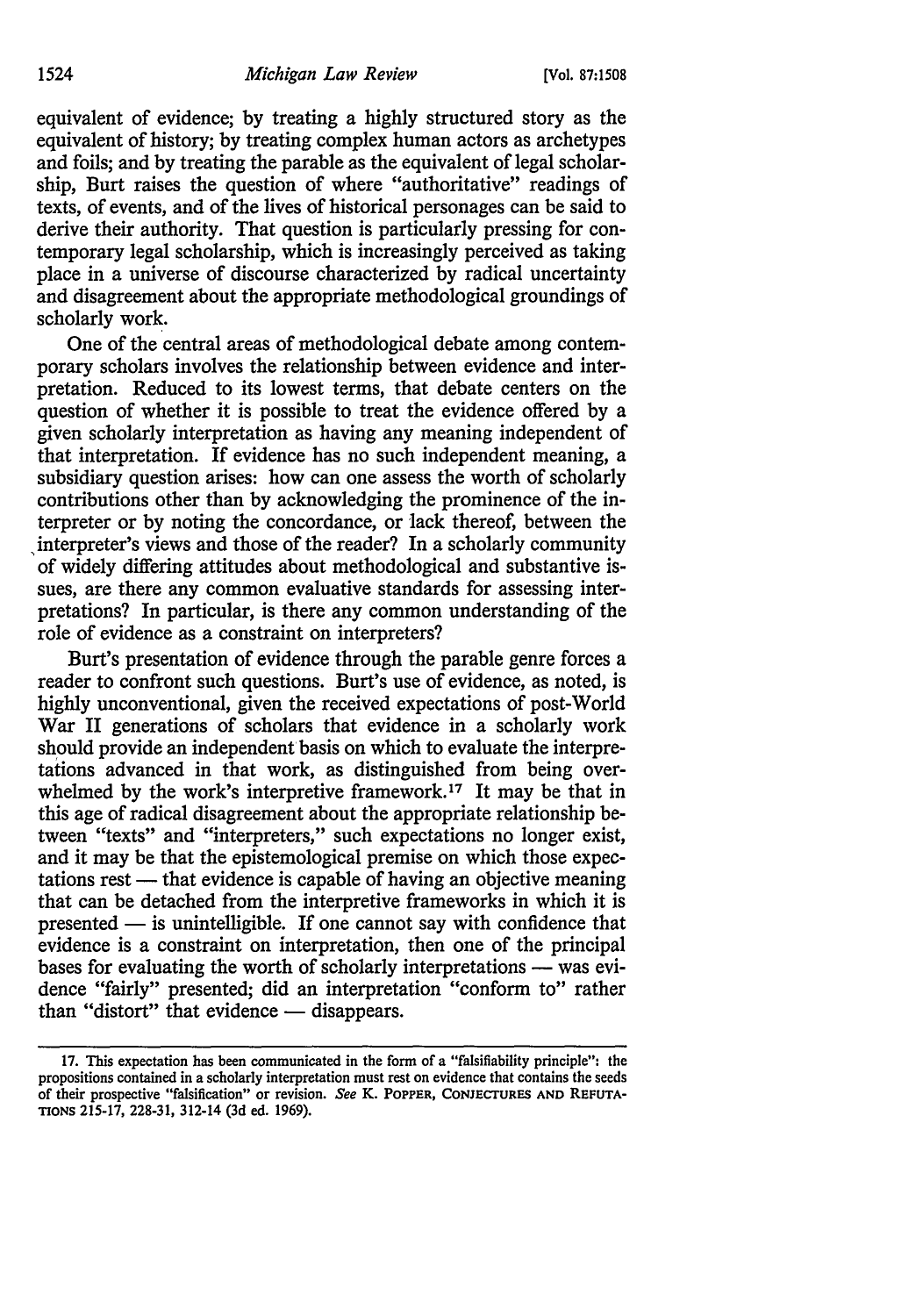equivalent of evidence; by treating a highly structured story as the equivalent of history; by treating complex human actors as archetypes and foils; and by treating the parable as the equivalent of legal scholarship, Burt raises the question of where "authoritative" readings of texts, of events, and of the lives of historical personages can be said to derive their authority. That question is particularly pressing for contemporary legal scholarship, which is increasingly perceived as taking place in a universe of discourse characterized by radical uncertainty and disagreement about the appropriate methodological groundings of scholarly work.

One of the central areas of methodological debate among contemporary scholars involves the relationship between evidence and interpretation. Reduced to its lowest terms, that debate centers on the question of whether it is possible to treat the evidence offered by a given scholarly interpretation as having any meaning independent of that interpretation. If evidence has no such independent meaning, a subsidiary question arises: how can one assess the worth of scholarly contributions other than by acknowledging the prominence of the interpreter or by noting the concordance, or lack thereof, between the interpreter's views and those of the reader? In a scholarly community of widely differing attitudes about methodological and substantive issues, are there any common evaluative standards for assessing interpretations? In particular, is there any common understanding of the role of evidence as a constraint on interpreters?

Burt's presentation of evidence through the parable genre forces a reader to confront such questions. Burt's use of evidence, as noted, is highly unconventional, given the received expectations of post-World War II generations of scholars that evidence in a scholarly work should provide an independent basis on which to evaluate the interpretations advanced in that work, as distinguished from being overwhelmed by the work's interpretive framework.[17] It may be that in this age of radical disagreement about the appropriate relationship between "texts" and "interpreters," such expectations no longer exist, and it may be that the epistemological premise on which those expectations rest — that evidence is capable of having an objective meaning that can be detached from the interpretive frameworks in which it is presented — is unintelligible. If one cannot say with confidence that evidence is a constraint on interpretation, then one of the principal bases for evaluating the worth of scholarly interpretations — was evidence "fairly" presented; did an interpretation "conform to" rather than "distort" that evidence — disappears.

---

17. This expectation has been communicated in the form of a "falsifiability principle": the propositions contained in a scholarly interpretation must rest on evidence that contains the seeds of their prospective "falsification" or revision. *See* K. POPPER, CONJECTURES AND REFUTATIONS 215-17, 228-31, 312-14 (3d ed. 1969).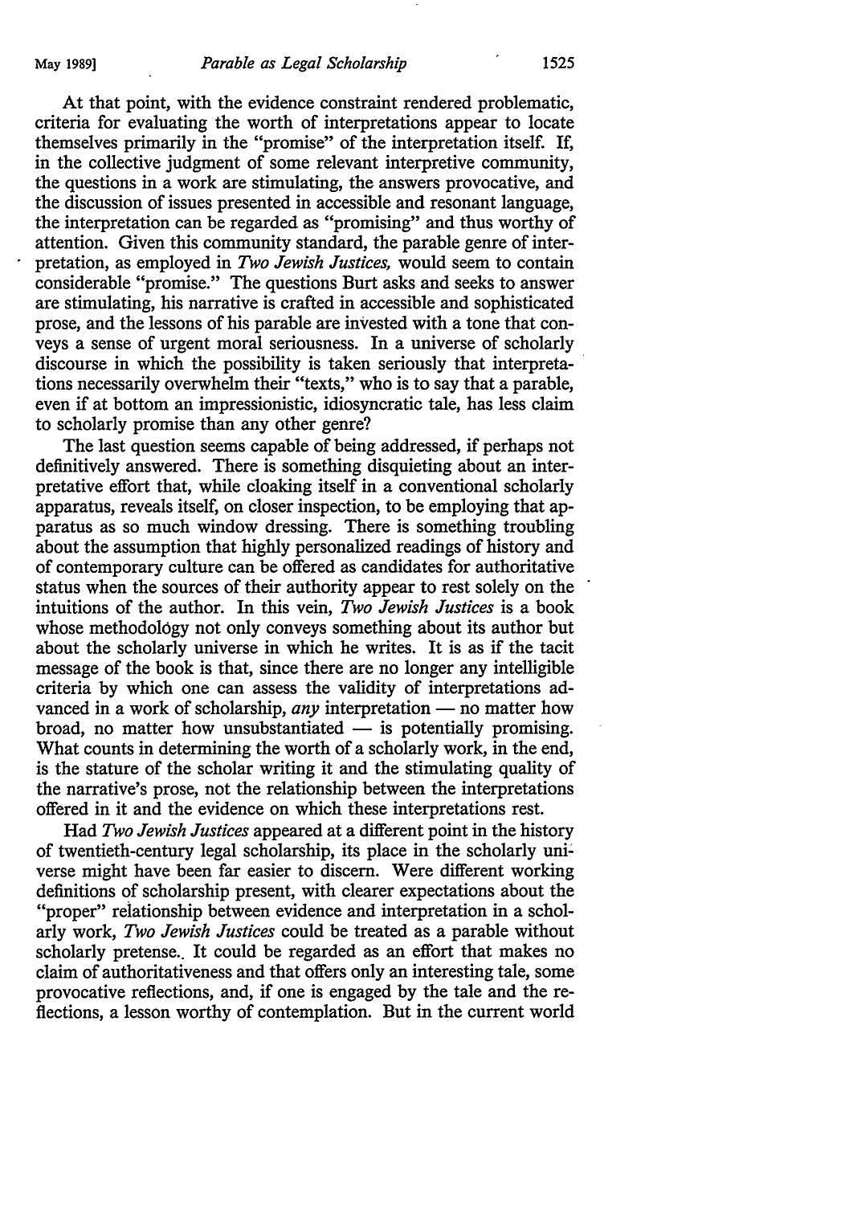At that point, with the evidence constraint rendered problematic, criteria for evaluating the worth of interpretations appear to locate themselves primarily in the "promise" of the interpretation itself. If, in the collective judgment of some relevant interpretive community, the questions in a work are stimulating, the answers provocative, and the discussion of issues presented in accessible and resonant language, the interpretation can be regarded as "promising" and thus worthy of attention. Given this community standard, the parable genre of interpretation, as employed in *Two Jewish Justices,* would seem to contain considerable "promise." The questions Burt asks and seeks to answer are stimulating, his narrative is crafted in accessible and sophisticated prose, and the lessons of his parable are invested with a tone that conveys a sense of urgent moral seriousness. In a universe of scholarly discourse in which the possibility is taken seriously that interpretations necessarily overwhelm their "texts," who is to say that a parable, even if at bottom an impressionistic, idiosyncratic tale, has less claim to scholarly promise than any other genre?

The last question seems capable of being addressed, if perhaps not definitively answered. There is something disquieting about an interpretative effort that, while cloaking itself in a conventional scholarly apparatus, reveals itself, on closer inspection, to be employing that apparatus as so much window dressing. There is something troubling about the assumption that highly personalized readings of history and of contemporary culture can be offered as candidates for authoritative status when the sources of their authority appear to rest solely on the intuitions of the author. In this vein, *Two Jewish Justices* is a book whose methodology not only conveys something about its author but about the scholarly universe in which he writes. It is as if the tacit message of the book is that, since there are no longer any intelligible criteria by which one can assess the validity of interpretations advanced in a work of scholarship, *any* interpretation — no matter how broad, no matter how unsubstantiated — is potentially promising. What counts in determining the worth of a scholarly work, in the end, is the stature of the scholar writing it and the stimulating quality of the narrative's prose, not the relationship between the interpretations offered in it and the evidence on which these interpretations rest.

Had *Two Jewish Justices* appeared at a different point in the history of twentieth-century legal scholarship, its place in the scholarly universe might have been far easier to discern. Were different working definitions of scholarship present, with clearer expectations about the "proper" relationship between evidence and interpretation in a scholarly work, *Two Jewish Justices* could be treated as a parable without scholarly pretense. It could be regarded as an effort that makes no claim of authoritativeness and that offers only an interesting tale, some provocative reflections, and, if one is engaged by the tale and the reflections, a lesson worthy of contemplation. But in the current world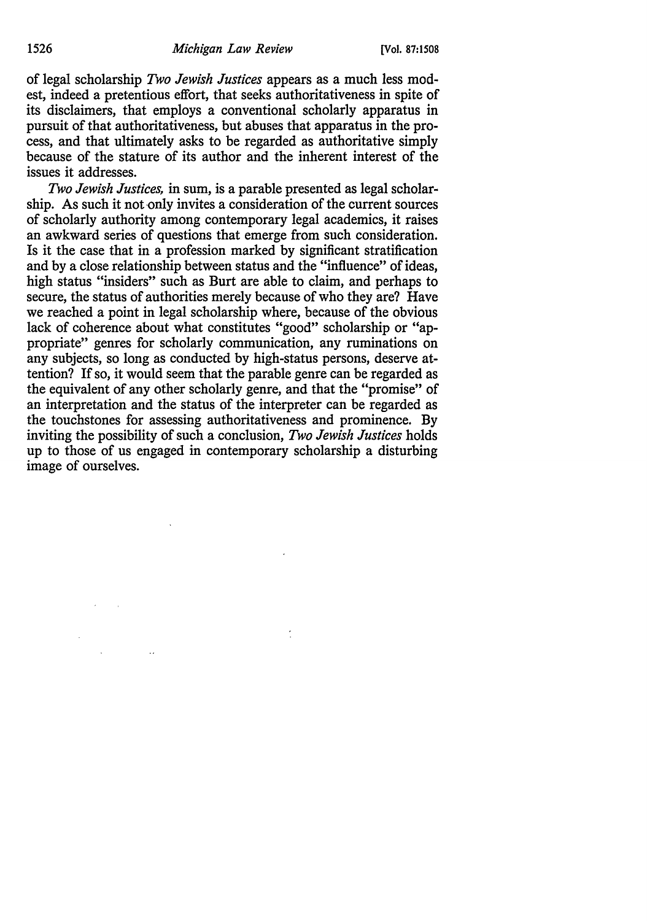of legal scholarship *Two Jewish Justices* appears as a much less modest, indeed a pretentious effort, that seeks authoritativeness in spite of its disclaimers, that employs a conventional scholarly apparatus in pursuit of that authoritativeness, but abuses that apparatus in the process, and that ultimately asks to be regarded as authoritative simply because of the stature of its author and the inherent interest of the issues it addresses.

*Two Jewish Justices,* in sum, is a parable presented as legal scholarship. As such it not only invites a consideration of the current sources of scholarly authority among contemporary legal academics, it raises an awkward series of questions that emerge from such consideration. Is it the case that in a profession marked by significant stratification and by a close relationship between status and the "influence" of ideas, high status "insiders" such as Burt are able to claim, and perhaps to secure, the status of authorities merely because of who they are? Have we reached a point in legal scholarship where, because of the obvious lack of coherence about what constitutes "good" scholarship or "appropriate" genres for scholarly communication, any ruminations on any subjects, so long as conducted by high-status persons, deserve attention? If so, it would seem that the parable genre can be regarded as the equivalent of any other scholarly genre, and that the "promise" of an interpretation and the status of the interpreter can be regarded as the touchstones for assessing authoritativeness and prominence. By inviting the possibility of such a conclusion, *Two Jewish Justices* holds up to those of us engaged in contemporary scholarship a disturbing image of ourselves.